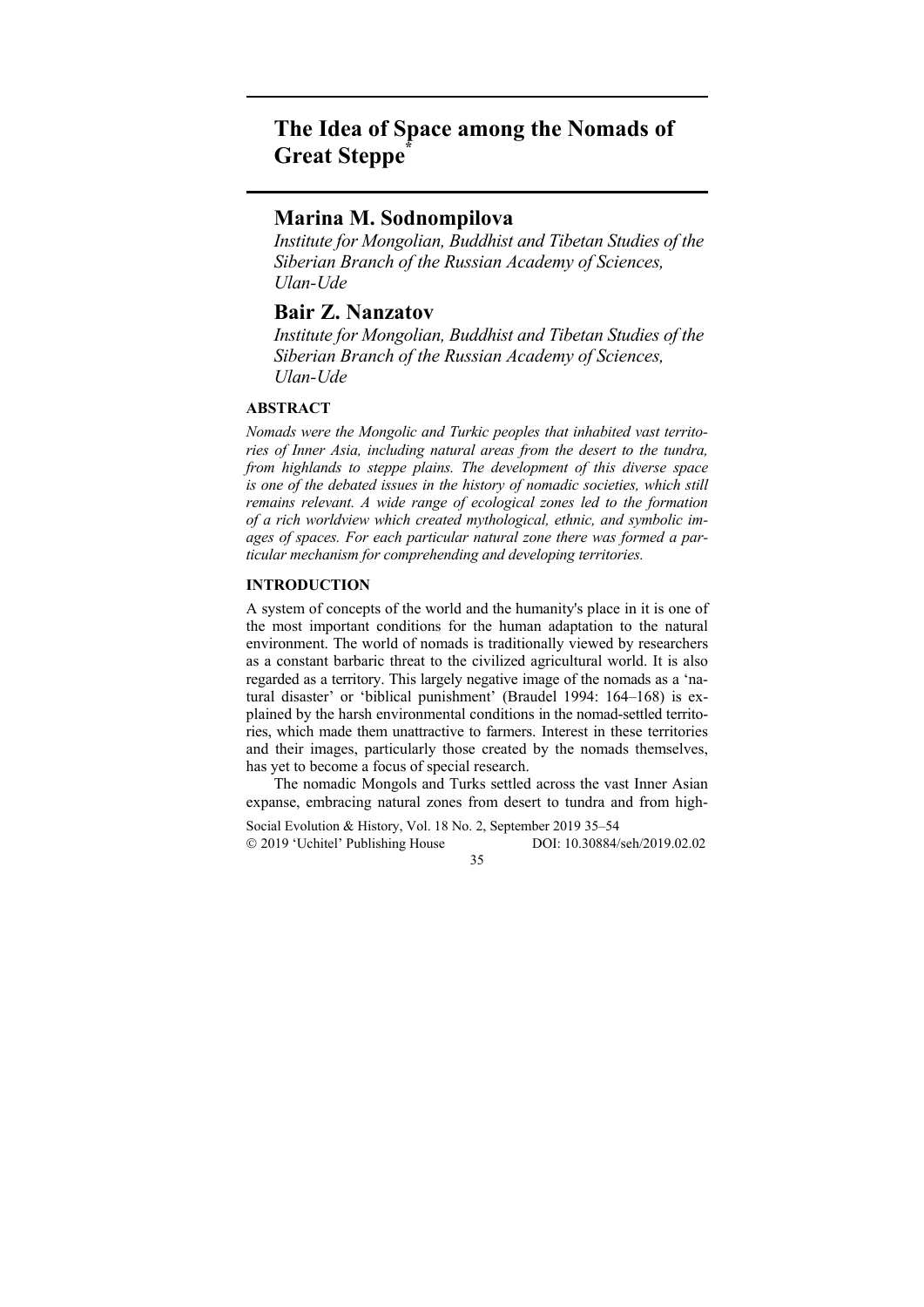# The Idea of Space among the Nomads of Great Steppe*

## Marina M. Sodnompilova

*Institute for Mongolian, Buddhist and Tibetan Studies of the Siberian Branch of the Russian Academy of Sciences, Ulan-Ude*

## Bair Z. Nanzatov

*Institute for Mongolian, Buddhist and Tibetan Studies of the Siberian Branch of the Russian Academy of Sciences, Ulan-Ude*

### ABSTRACT

*Nomads were the Mongolic and Turkic peoples that inhabited vast territories of Inner Asia, including natural areas from the desert to the tundra, from highlands to steppe plains. The development of this diverse space is one of the debated issues in the history of nomadic societies, which still remains relevant. A wide range of ecological zones led to the formation of a rich worldview which created mythological, ethnic, and symbolic images of spaces. For each particular natural zone there was formed a particular mechanism for comprehending and developing territories.*

### INTRODUCTION

A system of concepts of the world and the humanity's place in it is one of the most important conditions for the human adaptation to the natural environment. The world of nomads is traditionally viewed by researchers as a constant barbaric threat to the civilized agricultural world. It is also regarded as a territory. This largely negative image of the nomads as a 'natural disaster' or 'biblical punishment' (Braudel 1994: 164–168) is explained by the harsh environmental conditions in the nomad-settled territories, which made them unattractive to farmers. Interest in these territories and their images, particularly those created by the nomads themselves, has yet to become a focus of special research.

The nomadic Mongols and Turks settled across the vast Inner Asian expanse, embracing natural zones from desert to tundra and from high-

Social Evolution & History, Vol. 18 No. 2, September 2019 35–54
© 2019 'Uchitel' Publishing House DOI: 10.30884/seh/2019.02.02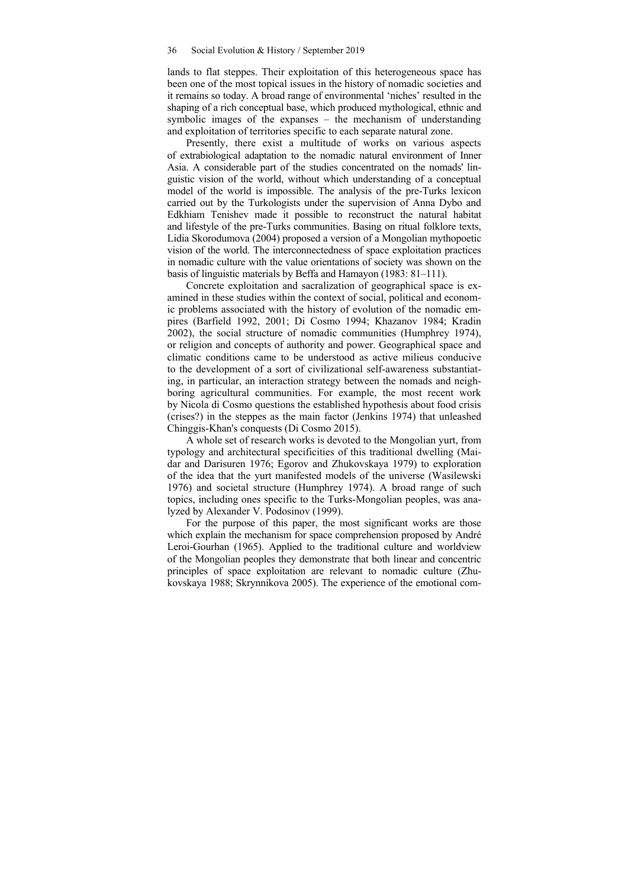lands to flat steppes. Their exploitation of this heterogeneous space has been one of the most topical issues in the history of nomadic societies and it remains so today. A broad range of environmental 'niches' resulted in the shaping of a rich conceptual base, which produced mythological, ethnic and symbolic images of the expanses – the mechanism of understanding and exploitation of territories specific to each separate natural zone.

Presently, there exist a multitude of works on various aspects of extrabiological adaptation to the nomadic natural environment of Inner Asia. A considerable part of the studies concentrated on the nomads' linguistic vision of the world, without which understanding of a conceptual model of the world is impossible. The analysis of the pre-Turks lexicon carried out by the Turkologists under the supervision of Anna Dybo and Edkhiam Tenishev made it possible to reconstruct the natural habitat and lifestyle of the pre-Turks communities. Basing on ritual folklore texts, Lidia Skorodumova (2004) proposed a version of a Mongolian mythopoetic vision of the world. The interconnectedness of space exploitation practices in nomadic culture with the value orientations of society was shown on the basis of linguistic materials by Beffa and Hamayon (1983: 81–111).

Concrete exploitation and sacralization of geographical space is examined in these studies within the context of social, political and economic problems associated with the history of evolution of the nomadic empires (Barfield 1992, 2001; Di Cosmo 1994; Khazanov 1984; Kradin 2002), the social structure of nomadic communities (Humphrey 1974), or religion and concepts of authority and power. Geographical space and climatic conditions came to be understood as active milieus conducive to the development of a sort of civilizational self-awareness substantiating, in particular, an interaction strategy between the nomads and neighboring agricultural communities. For example, the most recent work by Nicola di Cosmo questions the established hypothesis about food crisis (crises?) in the steppes as the main factor (Jenkins 1974) that unleashed Chinggis-Khan's conquests (Di Cosmo 2015).

A whole set of research works is devoted to the Mongolian yurt, from typology and architectural specificities of this traditional dwelling (Maidar and Darisuren 1976; Egorov and Zhukovskaya 1979) to exploration of the idea that the yurt manifested models of the universe (Wasilewski 1976) and societal structure (Humphrey 1974). A broad range of such topics, including ones specific to the Turks-Mongolian peoples, was analyzed by Alexander V. Podosinov (1999).

For the purpose of this paper, the most significant works are those which explain the mechanism for space comprehension proposed by André Leroi-Gourhan (1965). Applied to the traditional culture and worldview of the Mongolian peoples they demonstrate that both linear and concentric principles of space exploitation are relevant to nomadic culture (Zhukovskaya 1988; Skrynnikova 2005). The experience of the emotional com-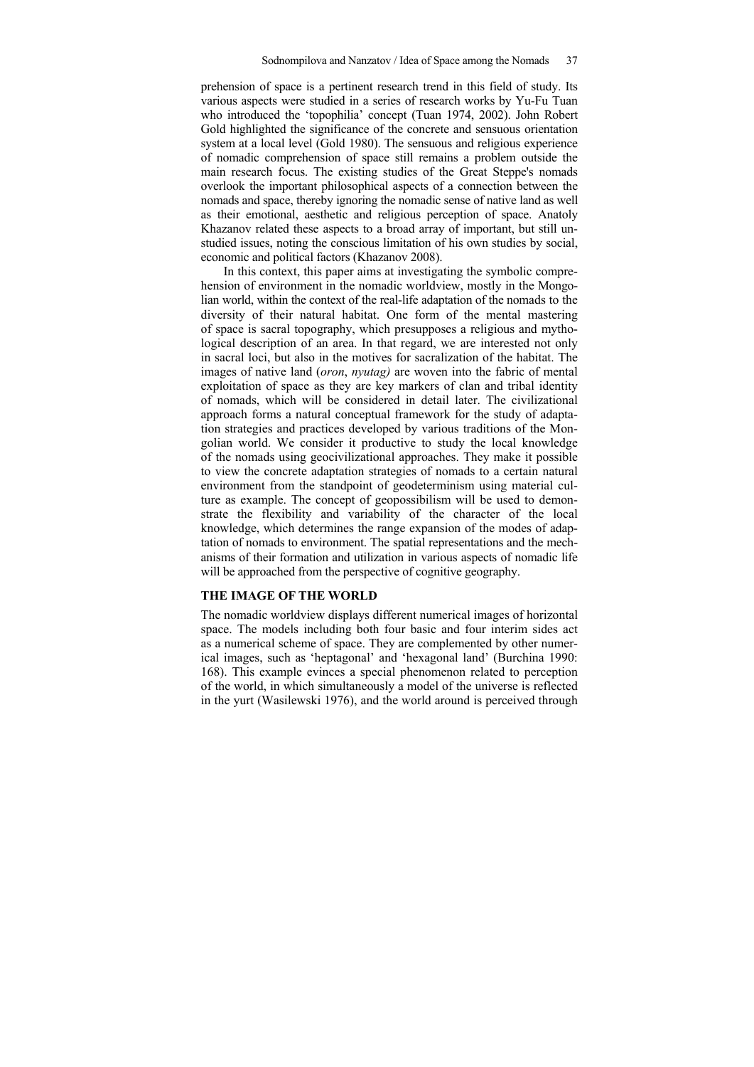prehension of space is a pertinent research trend in this field of study. Its various aspects were studied in a series of research works by Yu-Fu Tuan who introduced the 'topophilia' concept (Tuan 1974, 2002). John Robert Gold highlighted the significance of the concrete and sensuous orientation system at a local level (Gold 1980). The sensuous and religious experience of nomadic comprehension of space still remains a problem outside the main research focus. The existing studies of the Great Steppe's nomads overlook the important philosophical aspects of a connection between the nomads and space, thereby ignoring the nomadic sense of native land as well as their emotional, aesthetic and religious perception of space. Anatoly Khazanov related these aspects to a broad array of important, but still unstudied issues, noting the conscious limitation of his own studies by social, economic and political factors (Khazanov 2008).

In this context, this paper aims at investigating the symbolic comprehension of environment in the nomadic worldview, mostly in the Mongolian world, within the context of the real-life adaptation of the nomads to the diversity of their natural habitat. One form of the mental mastering of space is sacral topography, which presupposes a religious and mythological description of an area. In that regard, we are interested not only in sacral loci, but also in the motives for sacralization of the habitat. The images of native land (*oron*, *nyutag)* are woven into the fabric of mental exploitation of space as they are key markers of clan and tribal identity of nomads, which will be considered in detail later. The civilizational approach forms a natural conceptual framework for the study of adaptation strategies and practices developed by various traditions of the Mongolian world. We consider it productive to study the local knowledge of the nomads using geocivilizational approaches. They make it possible to view the concrete adaptation strategies of nomads to a certain natural environment from the standpoint of geodeterminism using material culture as example. The concept of geopossibilism will be used to demonstrate the flexibility and variability of the character of the local knowledge, which determines the range expansion of the modes of adaptation of nomads to environment. The spatial representations and the mechanisms of their formation and utilization in various aspects of nomadic life will be approached from the perspective of cognitive geography.

## THE IMAGE OF THE WORLD

The nomadic worldview displays different numerical images of horizontal space. The models including both four basic and four interim sides act as a numerical scheme of space. They are complemented by other numerical images, such as 'heptagonal' and 'hexagonal land' (Burchina 1990: 168). This example evinces a special phenomenon related to perception of the world, in which simultaneously a model of the universe is reflected in the yurt (Wasilewski 1976), and the world around is perceived through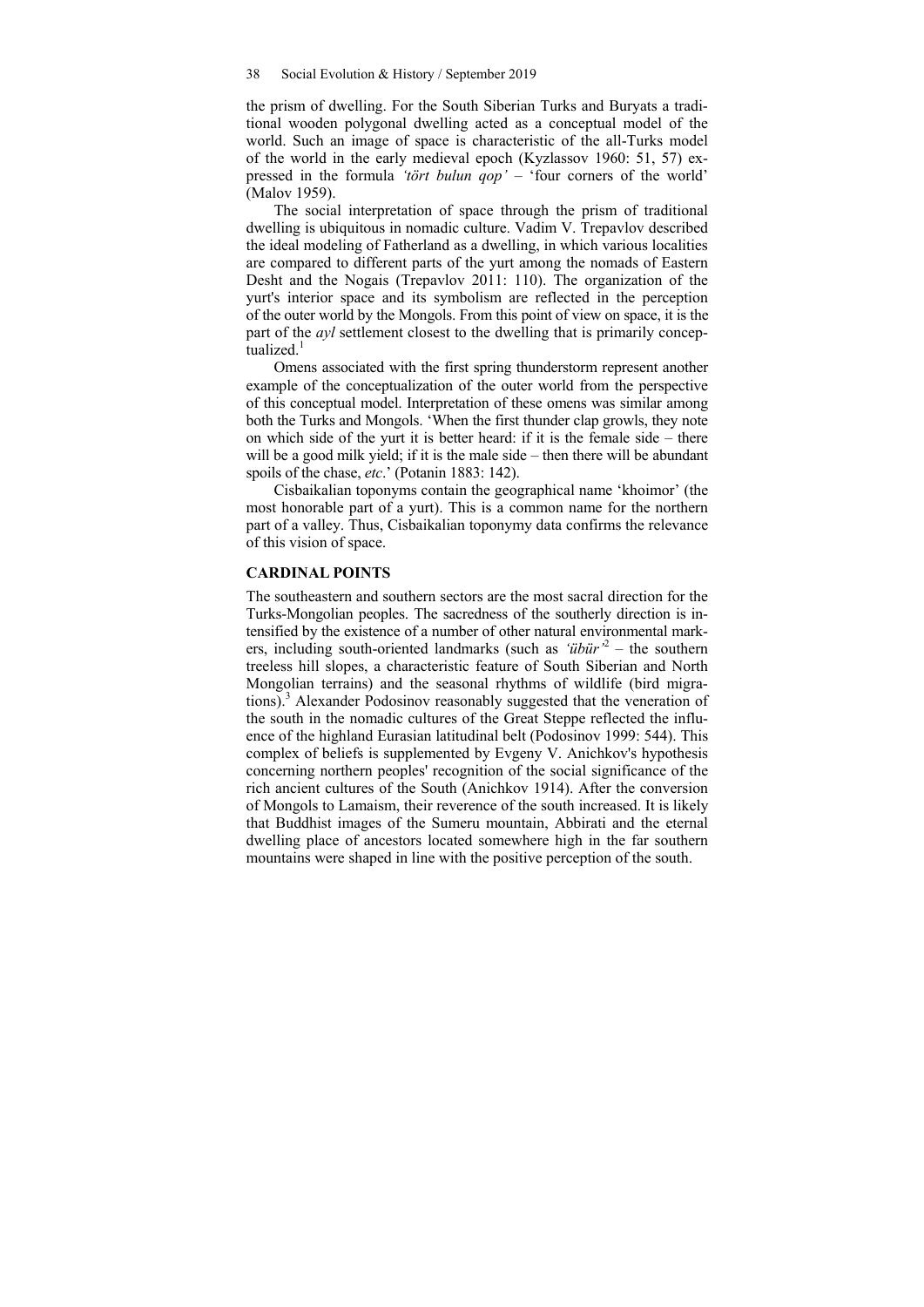the prism of dwelling. For the South Siberian Turks and Buryats a traditional wooden polygonal dwelling acted as a conceptual model of the world. Such an image of space is characteristic of the all-Turks model of the world in the early medieval epoch (Kyzlassov 1960: 51, 57) expressed in the formula *'tört bulun qop'* – 'four corners of the world' (Malov 1959).

The social interpretation of space through the prism of traditional dwelling is ubiquitous in nomadic culture. Vadim V. Trepavlov described the ideal modeling of Fatherland as a dwelling, in which various localities are compared to different parts of the yurt among the nomads of Eastern Desht and the Nogais (Trepavlov 2011: 110). The organization of the yurt's interior space and its symbolism are reflected in the perception of the outer world by the Mongols. From this point of view on space, it is the part of the *ayl* settlement closest to the dwelling that is primarily conceptualized.[1]

Omens associated with the first spring thunderstorm represent another example of the conceptualization of the outer world from the perspective of this conceptual model. Interpretation of these omens was similar among both the Turks and Mongols. 'When the first thunder clap growls, they note on which side of the yurt it is better heard: if it is the female side – there will be a good milk yield; if it is the male side – then there will be abundant spoils of the chase, *etc*.' (Potanin 1883: 142).

Cisbaikalian toponyms contain the geographical name 'khoimor' (the most honorable part of a yurt). This is a common name for the northern part of a valley. Thus, Cisbaikalian toponymy data confirms the relevance of this vision of space.

## CARDINAL POINTS

The southeastern and southern sectors are the most sacral direction for the Turks-Mongolian peoples. The sacredness of the southerly direction is intensified by the existence of a number of other natural environmental markers, including south-oriented landmarks (such as *'übür'*[2] – the southern treeless hill slopes, a characteristic feature of South Siberian and North Mongolian terrains) and the seasonal rhythms of wildlife (bird migrations).[3] Alexander Podosinov reasonably suggested that the veneration of the south in the nomadic cultures of the Great Steppe reflected the influence of the highland Eurasian latitudinal belt (Podosinov 1999: 544). This complex of beliefs is supplemented by Evgeny V. Anichkov's hypothesis concerning northern peoples' recognition of the social significance of the rich ancient cultures of the South (Anichkov 1914). After the conversion of Mongols to Lamaism, their reverence of the south increased. It is likely that Buddhist images of the Sumeru mountain, Abbirati and the eternal dwelling place of ancestors located somewhere high in the far southern mountains were shaped in line with the positive perception of the south.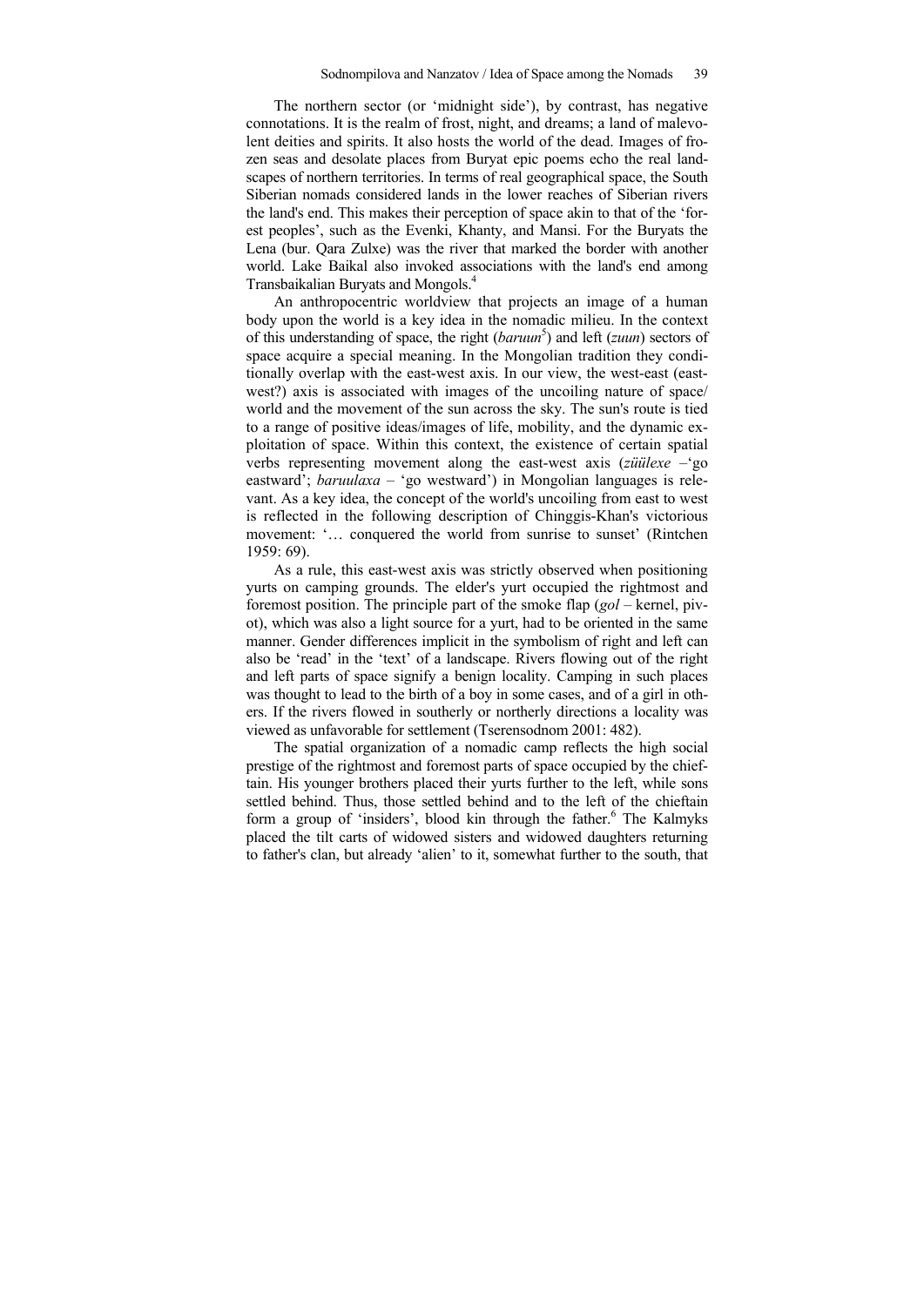The northern sector (or 'midnight side'), by contrast, has negative connotations. It is the realm of frost, night, and dreams; a land of malevolent deities and spirits. It also hosts the world of the dead. Images of frozen seas and desolate places from Buryat epic poems echo the real landscapes of northern territories. In terms of real geographical space, the South Siberian nomads considered lands in the lower reaches of Siberian rivers the land's end. This makes their perception of space akin to that of the 'forest peoples', such as the Evenki, Khanty, and Mansi. For the Buryats the Lena (bur. Qara Zulxe) was the river that marked the border with another world. Lake Baikal also invoked associations with the land's end among Transbaikalian Buryats and Mongols.[4]

An anthropocentric worldview that projects an image of a human body upon the world is a key idea in the nomadic milieu. In the context of this understanding of space, the right (*baruun*[5]) and left (*zuun*) sectors of space acquire a special meaning. In the Mongolian tradition they conditionally overlap with the east-west axis. In our view, the west-east (east-west?) axis is associated with images of the uncoiling nature of space/world and the movement of the sun across the sky. The sun's route is tied to a range of positive ideas/images of life, mobility, and the dynamic exploitation of space. Within this context, the existence of certain spatial verbs representing movement along the east-west axis (*züülexe* –'go eastward'; *baruulaxa* – 'go westward') in Mongolian languages is relevant. As a key idea, the concept of the world's uncoiling from east to west is reflected in the following description of Chinggis-Khan's victorious movement: '… conquered the world from sunrise to sunset' (Rintchen 1959: 69).

As a rule, this east-west axis was strictly observed when positioning yurts on camping grounds. The elder's yurt occupied the rightmost and foremost position. The principle part of the smoke flap (*gol* – kernel, pivot), which was also a light source for a yurt, had to be oriented in the same manner. Gender differences implicit in the symbolism of right and left can also be 'read' in the 'text' of a landscape. Rivers flowing out of the right and left parts of space signify a benign locality. Camping in such places was thought to lead to the birth of a boy in some cases, and of a girl in others. If the rivers flowed in southerly or northerly directions a locality was viewed as unfavorable for settlement (Tserensodnom 2001: 482).

The spatial organization of a nomadic camp reflects the high social prestige of the rightmost and foremost parts of space occupied by the chieftain. His younger brothers placed their yurts further to the left, while sons settled behind. Thus, those settled behind and to the left of the chieftain form a group of 'insiders', blood kin through the father.[6] The Kalmyks placed the tilt carts of widowed sisters and widowed daughters returning to father's clan, but already 'alien' to it, somewhat further to the south, that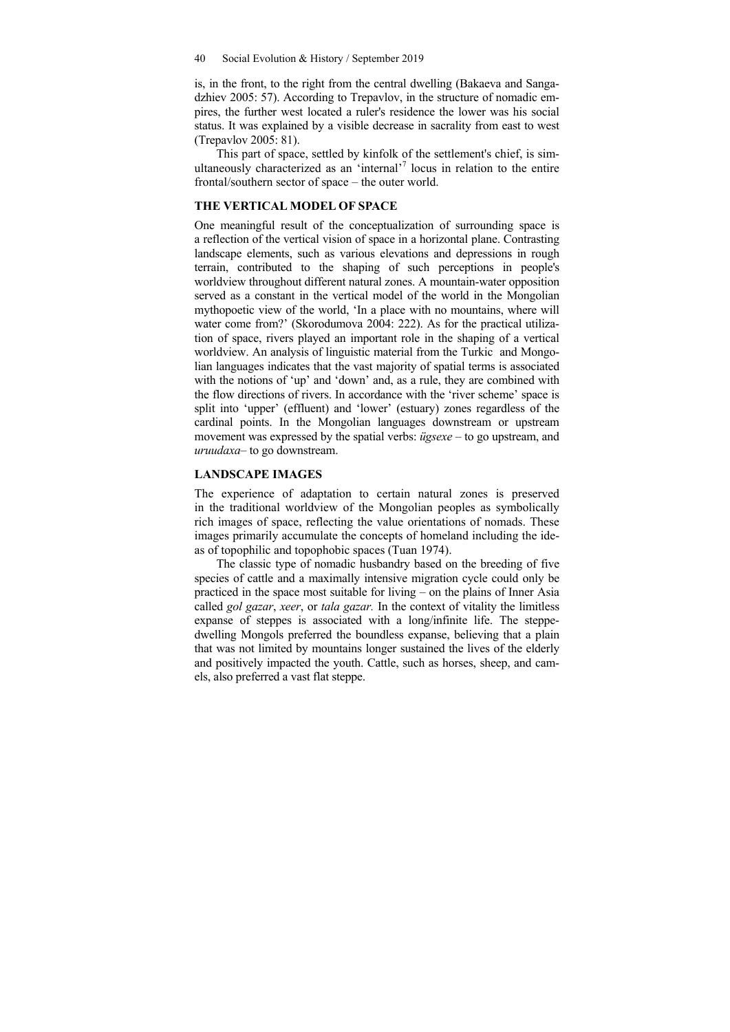is, in the front, to the right from the central dwelling (Bakaeva and Sangadzhiev 2005: 57). According to Trepavlov, in the structure of nomadic empires, the further west located a ruler's residence the lower was his social status. It was explained by a visible decrease in sacrality from east to west (Trepavlov 2005: 81).

This part of space, settled by kinfolk of the settlement's chief, is simultaneously characterized as an 'internal'[7] locus in relation to the entire frontal/southern sector of space – the outer world.

## THE VERTICAL MODEL OF SPACE

One meaningful result of the conceptualization of surrounding space is a reflection of the vertical vision of space in a horizontal plane. Contrasting landscape elements, such as various elevations and depressions in rough terrain, contributed to the shaping of such perceptions in people's worldview throughout different natural zones. A mountain-water opposition served as a constant in the vertical model of the world in the Mongolian mythopoetic view of the world, 'In a place with no mountains, where will water come from?' (Skorodumova 2004: 222). As for the practical utilization of space, rivers played an important role in the shaping of a vertical worldview. An analysis of linguistic material from the Turkic and Mongolian languages indicates that the vast majority of spatial terms is associated with the notions of 'up' and 'down' and, as a rule, they are combined with the flow directions of rivers. In accordance with the 'river scheme' space is split into 'upper' (effluent) and 'lower' (estuary) zones regardless of the cardinal points. In the Mongolian languages downstream or upstream movement was expressed by the spatial verbs: *ügsexe* – to go upstream, and *uruudaxa*– to go downstream.

## LANDSCAPE IMAGES

The experience of adaptation to certain natural zones is preserved in the traditional worldview of the Mongolian peoples as symbolically rich images of space, reflecting the value orientations of nomads. These images primarily accumulate the concepts of homeland including the ideas of topophilic and topophobic spaces (Tuan 1974).

The classic type of nomadic husbandry based on the breeding of five species of cattle and a maximally intensive migration cycle could only be practiced in the space most suitable for living – on the plains of Inner Asia called *gol gazar*, *xeer*, or *tala gazar.* In the context of vitality the limitless expanse of steppes is associated with a long/infinite life. The steppe-dwelling Mongols preferred the boundless expanse, believing that a plain that was not limited by mountains longer sustained the lives of the elderly and positively impacted the youth. Cattle, such as horses, sheep, and camels, also preferred a vast flat steppe.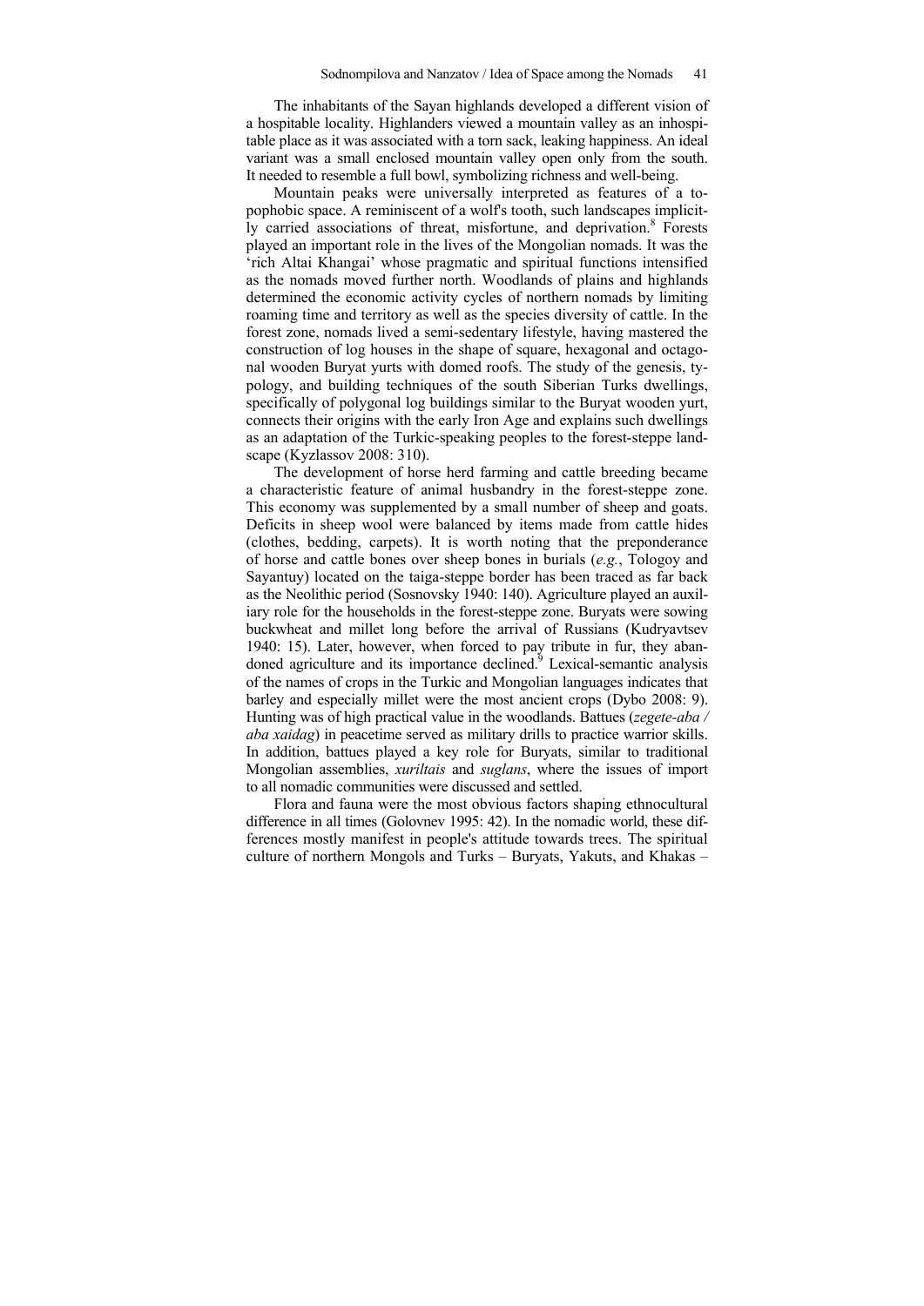The inhabitants of the Sayan highlands developed a different vision of a hospitable locality. Highlanders viewed a mountain valley as an inhospitable place as it was associated with a torn sack, leaking happiness. An ideal variant was a small enclosed mountain valley open only from the south. It needed to resemble a full bowl, symbolizing richness and well-being.

Mountain peaks were universally interpreted as features of a topophobic space. A reminiscent of a wolf's tooth, such landscapes implicitly carried associations of threat, misfortune, and deprivation.[8] Forests played an important role in the lives of the Mongolian nomads. It was the 'rich Altai Khangai' whose pragmatic and spiritual functions intensified as the nomads moved further north. Woodlands of plains and highlands determined the economic activity cycles of northern nomads by limiting roaming time and territory as well as the species diversity of cattle. In the forest zone, nomads lived a semi-sedentary lifestyle, having mastered the construction of log houses in the shape of square, hexagonal and octagonal wooden Buryat yurts with domed roofs. The study of the genesis, typology, and building techniques of the south Siberian Turks dwellings, specifically of polygonal log buildings similar to the Buryat wooden yurt, connects their origins with the early Iron Age and explains such dwellings as an adaptation of the Turkic-speaking peoples to the forest-steppe landscape (Kyzlassov 2008: 310).

The development of horse herd farming and cattle breeding became a characteristic feature of animal husbandry in the forest-steppe zone. This economy was supplemented by a small number of sheep and goats. Deficits in sheep wool were balanced by items made from cattle hides (clothes, bedding, carpets). It is worth noting that the preponderance of horse and cattle bones over sheep bones in burials (*e.g.*, Tologoy and Sayantuy) located on the taiga-steppe border has been traced as far back as the Neolithic period (Sosnovsky 1940: 140). Agriculture played an auxiliary role for the households in the forest-steppe zone. Buryats were sowing buckwheat and millet long before the arrival of Russians (Kudryavtsev 1940: 15). Later, however, when forced to pay tribute in fur, they abandoned agriculture and its importance declined.[9] Lexical-semantic analysis of the names of crops in the Turkic and Mongolian languages indicates that barley and especially millet were the most ancient crops (Dybo 2008: 9). Hunting was of high practical value in the woodlands. Battues (*zegete-aba / aba xaidag*) in peacetime served as military drills to practice warrior skills. In addition, battues played a key role for Buryats, similar to traditional Mongolian assemblies, *xuriltais* and *suglans*, where the issues of import to all nomadic communities were discussed and settled.

Flora and fauna were the most obvious factors shaping ethnocultural difference in all times (Golovnev 1995: 42). In the nomadic world, these differences mostly manifest in people's attitude towards trees. The spiritual culture of northern Mongols and Turks – Buryats, Yakuts, and Khakas –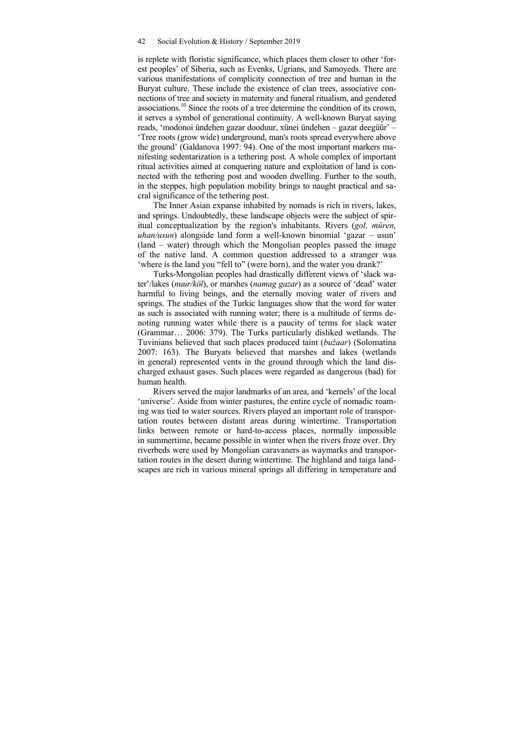is replete with floristic significance, which places them closer to other 'forest peoples' of Siberia, such as Evenks, Ugrians, and Samoyeds. There are various manifestations of complicity connection of tree and human in the Buryat culture. These include the existence of clan trees, associative connections of tree and society in maternity and funeral ritualism, and gendered associations.[10] Since the roots of a tree determine the condition of its crown, it serves a symbol of generational continuity. A well-known Buryat saying reads, 'modonoi ündehen gazar dooduur, xünei ündehen – gazar deegüür' – 'Tree roots (grow wide) underground, man's roots spread everywhere above the ground' (Galdanova 1997: 94). One of the most important markers manifesting sedentarization is a tethering post. A whole complex of important ritual activities aimed at conquering nature and exploitation of land is connected with the tethering post and wooden dwelling. Further to the south, in the steppes, high population mobility brings to naught practical and sacral significance of the tethering post.

The Inner Asian expanse inhabited by nomads is rich in rivers, lakes, and springs. Undoubtedly, these landscape objects were the subject of spiritual conceptualization by the region's inhabitants. Rivers (*gol, müren, uhan/usun*) alongside land form a well-known binomial 'gazar – usun' (land – water) through which the Mongolian peoples passed the image of the native land. A common question addressed to a stranger was 'where is the land you "fell to" (were born), and the water you drank?'

Turks-Mongolian peoples had drastically different views of 'slack water'/lakes (*nuur/köl*), or marshes (*namag gazar*) as a source of 'dead' water harmful to living beings, and the eternally moving water of rivers and springs. The studies of the Turkic languages show that the word for water as such is associated with running water; there is a multitude of terms denoting running water while there is a paucity of terms for slack water (Grammar… 2006: 379). The Turks particularly disliked wetlands. The Tuvinians believed that such places produced taint (*bužaar*) (Solomatina 2007: 163). The Buryats believed that marshes and lakes (wetlands in general) represented vents in the ground through which the land discharged exhaust gases. Such places were regarded as dangerous (bad) for human health.

Rivers served the major landmarks of an area, and 'kernels' of the local 'universe'. Aside from winter pastures, the entire cycle of nomadic roaming was tied to water sources. Rivers played an important role of transportation routes between distant areas during wintertime. Transportation links between remote or hard-to-access places, normally impossible in summertime, became possible in winter when the rivers froze over. Dry riverbeds were used by Mongolian caravaners as waymarks and transportation routes in the desert during wintertime. The highland and taiga landscapes are rich in various mineral springs all differing in temperature and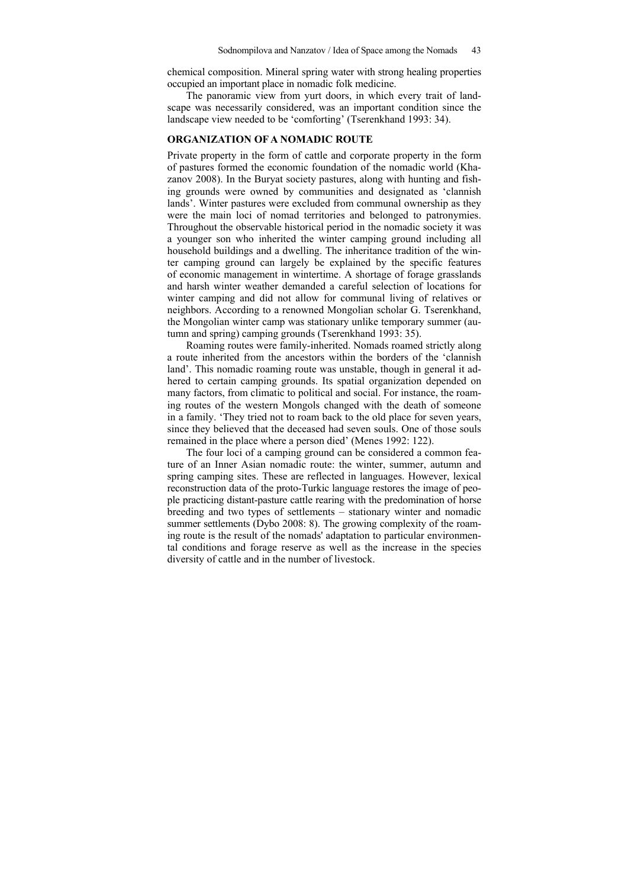chemical composition. Mineral spring water with strong healing properties occupied an important place in nomadic folk medicine.

The panoramic view from yurt doors, in which every trait of landscape was necessarily considered, was an important condition since the landscape view needed to be 'comforting' (Tserenkhand 1993: 34).

## ORGANIZATION OF A NOMADIC ROUTE

Private property in the form of cattle and corporate property in the form of pastures formed the economic foundation of the nomadic world (Khazanov 2008). In the Buryat society pastures, along with hunting and fishing grounds were owned by communities and designated as 'clannish lands'. Winter pastures were excluded from communal ownership as they were the main loci of nomad territories and belonged to patronymies. Throughout the observable historical period in the nomadic society it was a younger son who inherited the winter camping ground including all household buildings and a dwelling. The inheritance tradition of the winter camping ground can largely be explained by the specific features of economic management in wintertime. A shortage of forage grasslands and harsh winter weather demanded a careful selection of locations for winter camping and did not allow for communal living of relatives or neighbors. According to a renowned Mongolian scholar G. Tserenkhand, the Mongolian winter camp was stationary unlike temporary summer (autumn and spring) camping grounds (Tserenkhand 1993: 35).

Roaming routes were family-inherited. Nomads roamed strictly along a route inherited from the ancestors within the borders of the 'clannish land'. This nomadic roaming route was unstable, though in general it adhered to certain camping grounds. Its spatial organization depended on many factors, from climatic to political and social. For instance, the roaming routes of the western Mongols changed with the death of someone in a family. 'They tried not to roam back to the old place for seven years, since they believed that the deceased had seven souls. One of those souls remained in the place where a person died' (Menes 1992: 122).

The four loci of a camping ground can be considered a common feature of an Inner Asian nomadic route: the winter, summer, autumn and spring camping sites. These are reflected in languages. However, lexical reconstruction data of the proto-Turkic language restores the image of people practicing distant-pasture cattle rearing with the predomination of horse breeding and two types of settlements – stationary winter and nomadic summer settlements (Dybo 2008: 8). The growing complexity of the roaming route is the result of the nomads' adaptation to particular environmental conditions and forage reserve as well as the increase in the species diversity of cattle and in the number of livestock.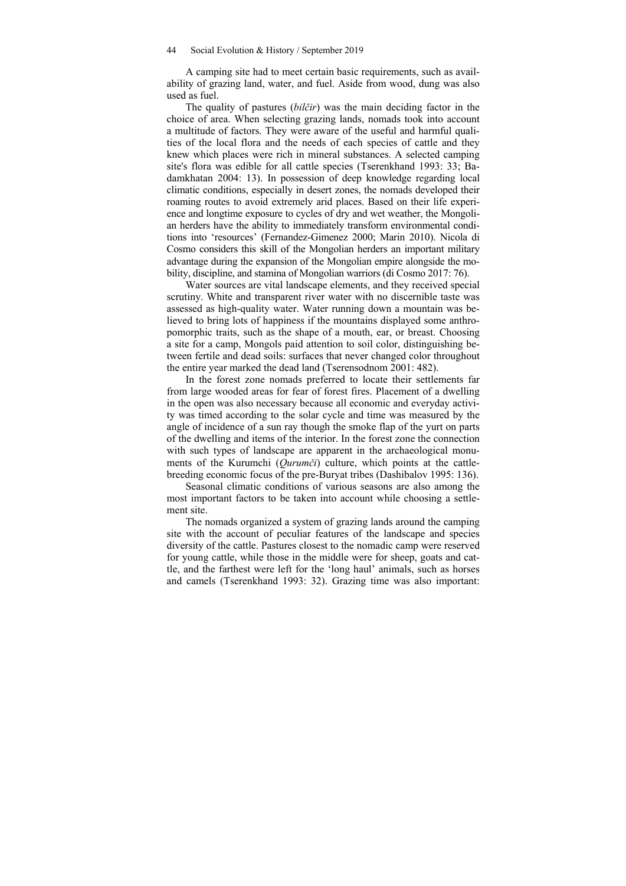A camping site had to meet certain basic requirements, such as availability of grazing land, water, and fuel. Aside from wood, dung was also used as fuel.

The quality of pastures (*bilčir*) was the main deciding factor in the choice of area. When selecting grazing lands, nomads took into account a multitude of factors. They were aware of the useful and harmful qualities of the local flora and the needs of each species of cattle and they knew which places were rich in mineral substances. A selected camping site's flora was edible for all cattle species (Tserenkhand 1993: 33; Badamkhatan 2004: 13). In possession of deep knowledge regarding local climatic conditions, especially in desert zones, the nomads developed their roaming routes to avoid extremely arid places. Based on their life experience and longtime exposure to cycles of dry and wet weather, the Mongolian herders have the ability to immediately transform environmental conditions into 'resources' (Fernandez-Gimenez 2000; Marin 2010). Nicola di Cosmo considers this skill of the Mongolian herders an important military advantage during the expansion of the Mongolian empire alongside the mobility, discipline, and stamina of Mongolian warriors (di Cosmo 2017: 76).

Water sources are vital landscape elements, and they received special scrutiny. White and transparent river water with no discernible taste was assessed as high-quality water. Water running down a mountain was believed to bring lots of happiness if the mountains displayed some anthropomorphic traits, such as the shape of a mouth, ear, or breast. Choosing a site for a camp, Mongols paid attention to soil color, distinguishing between fertile and dead soils: surfaces that never changed color throughout the entire year marked the dead land (Tserensodnom 2001: 482).

In the forest zone nomads preferred to locate their settlements far from large wooded areas for fear of forest fires. Placement of a dwelling in the open was also necessary because all economic and everyday activity was timed according to the solar cycle and time was measured by the angle of incidence of a sun ray though the smoke flap of the yurt on parts of the dwelling and items of the interior. In the forest zone the connection with such types of landscape are apparent in the archaeological monuments of the Kurumchi (*Qurumči*) culture, which points at the cattle-breeding economic focus of the pre-Buryat tribes (Dashibalov 1995: 136).

Seasonal climatic conditions of various seasons are also among the most important factors to be taken into account while choosing a settlement site.

The nomads organized a system of grazing lands around the camping site with the account of peculiar features of the landscape and species diversity of the cattle. Pastures closest to the nomadic camp were reserved for young cattle, while those in the middle were for sheep, goats and cattle, and the farthest were left for the 'long haul' animals, such as horses and camels (Tserenkhand 1993: 32). Grazing time was also important: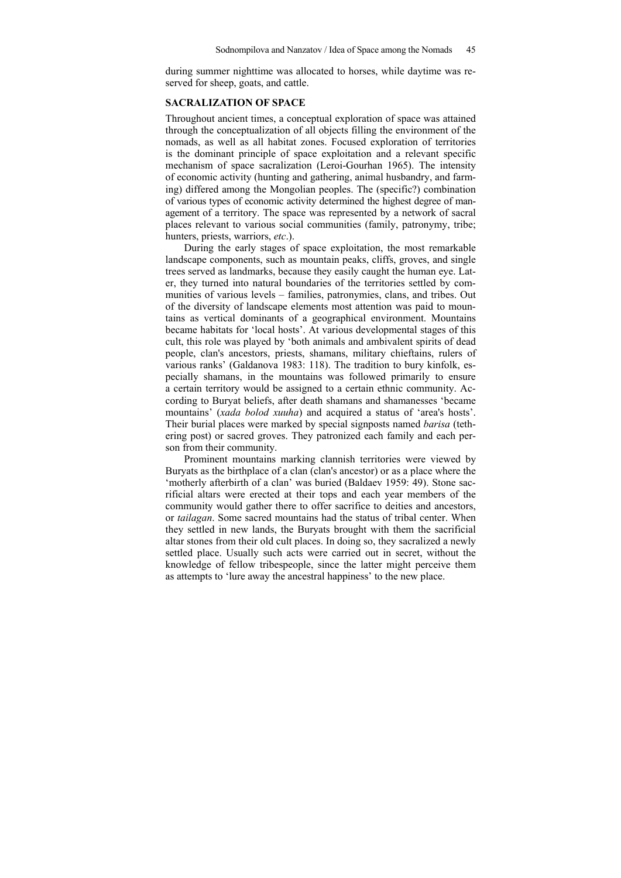during summer nighttime was allocated to horses, while daytime was reserved for sheep, goats, and cattle.

## SACRALIZATION OF SPACE

Throughout ancient times, a conceptual exploration of space was attained through the conceptualization of all objects filling the environment of the nomads, as well as all habitat zones. Focused exploration of territories is the dominant principle of space exploitation and a relevant specific mechanism of space sacralization (Leroi-Gourhan 1965). The intensity of economic activity (hunting and gathering, animal husbandry, and farming) differed among the Mongolian peoples. The (specific?) combination of various types of economic activity determined the highest degree of management of a territory. The space was represented by a network of sacral places relevant to various social communities (family, patronymy, tribe; hunters, priests, warriors, *etc*.).

During the early stages of space exploitation, the most remarkable landscape components, such as mountain peaks, cliffs, groves, and single trees served as landmarks, because they easily caught the human eye. Later, they turned into natural boundaries of the territories settled by communities of various levels – families, patronymies, clans, and tribes. Out of the diversity of landscape elements most attention was paid to mountains as vertical dominants of a geographical environment. Mountains became habitats for 'local hosts'. At various developmental stages of this cult, this role was played by 'both animals and ambivalent spirits of dead people, clan's ancestors, priests, shamans, military chieftains, rulers of various ranks' (Galdanova 1983: 118). The tradition to bury kinfolk, especially shamans, in the mountains was followed primarily to ensure a certain territory would be assigned to a certain ethnic community. According to Buryat beliefs, after death shamans and shamanesses 'became mountains' (*xada bolod xuuha*) and acquired a status of 'area's hosts'. Their burial places were marked by special signposts named *barisa* (tethering post) or sacred groves. They patronized each family and each person from their community.

Prominent mountains marking clannish territories were viewed by Buryats as the birthplace of a clan (clan's ancestor) or as a place where the 'motherly afterbirth of a clan' was buried (Baldaev 1959: 49). Stone sacrificial altars were erected at their tops and each year members of the community would gather there to offer sacrifice to deities and ancestors, or *tailagan*. Some sacred mountains had the status of tribal center. When they settled in new lands, the Buryats brought with them the sacrificial altar stones from their old cult places. In doing so, they sacralized a newly settled place. Usually such acts were carried out in secret, without the knowledge of fellow tribespeople, since the latter might perceive them as attempts to 'lure away the ancestral happiness' to the new place.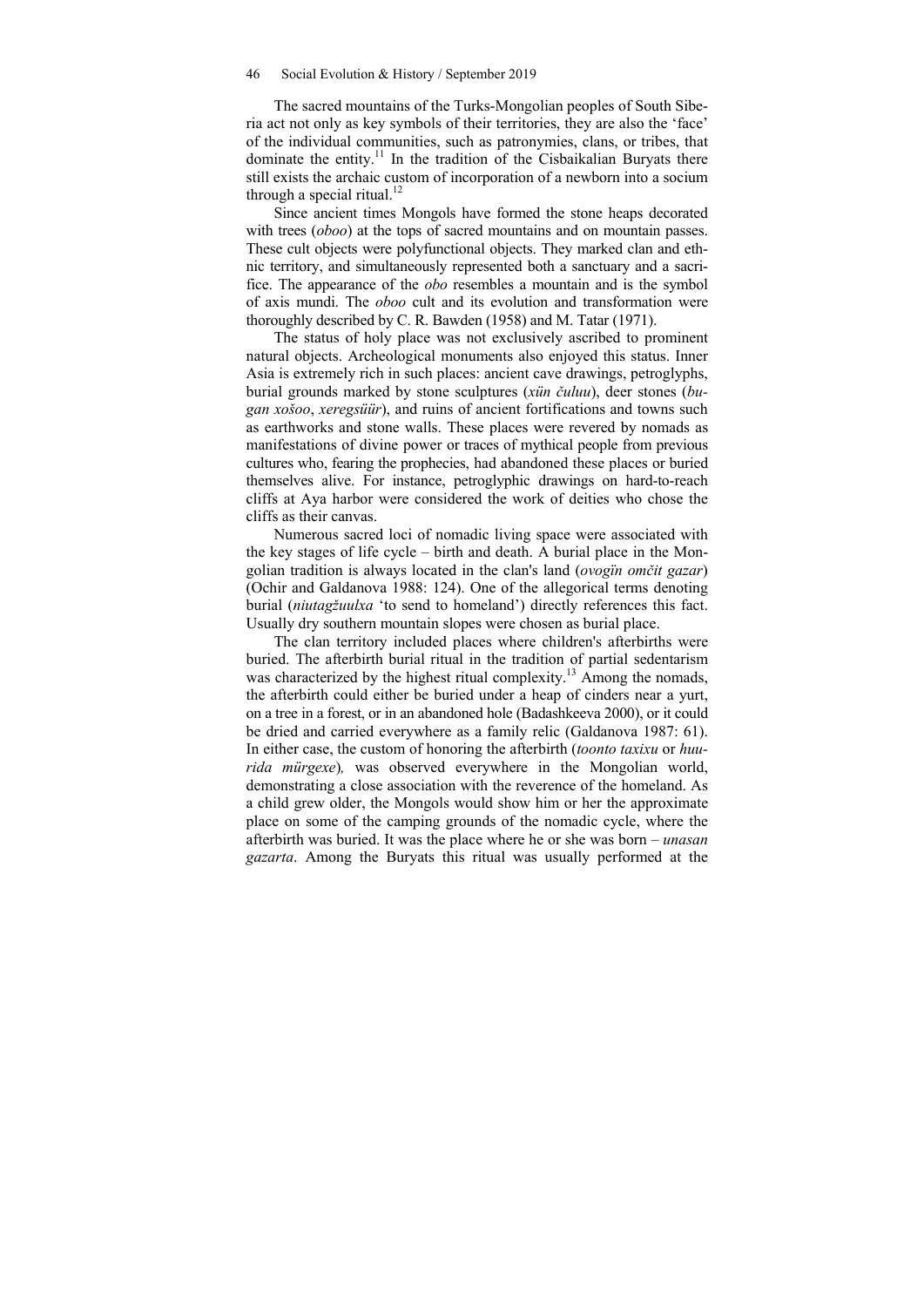The sacred mountains of the Turks-Mongolian peoples of South Siberia act not only as key symbols of their territories, they are also the 'face' of the individual communities, such as patronymies, clans, or tribes, that dominate the entity.[11] In the tradition of the Cisbaikalian Buryats there still exists the archaic custom of incorporation of a newborn into a socium through a special ritual.[12]

Since ancient times Mongols have formed the stone heaps decorated with trees (*oboo*) at the tops of sacred mountains and on mountain passes. These cult objects were polyfunctional objects. They marked clan and ethnic territory, and simultaneously represented both a sanctuary and a sacrifice. The appearance of the *obo* resembles a mountain and is the symbol of axis mundi. The *oboo* cult and its evolution and transformation were thoroughly described by C. R. Bawden (1958) and M. Tatar (1971).

The status of holy place was not exclusively ascribed to prominent natural objects. Archeological monuments also enjoyed this status. Inner Asia is extremely rich in such places: ancient cave drawings, petroglyphs, burial grounds marked by stone sculptures (*xün čuluu*), deer stones (*bugan xošoo*, *xeregsüür*), and ruins of ancient fortifications and towns such as earthworks and stone walls. These places were revered by nomads as manifestations of divine power or traces of mythical people from previous cultures who, fearing the prophecies, had abandoned these places or buried themselves alive. For instance, petroglyphic drawings on hard-to-reach cliffs at Aya harbor were considered the work of deities who chose the cliffs as their canvas.

Numerous sacred loci of nomadic living space were associated with the key stages of life cycle – birth and death. A burial place in the Mongolian tradition is always located in the clan's land (*ovogïn omčit gazar*) (Ochir and Galdanova 1988: 124). One of the allegorical terms denoting burial (*niutagžuulxa* 'to send to homeland') directly references this fact. Usually dry southern mountain slopes were chosen as burial place.

The clan territory included places where children's afterbirths were buried. The afterbirth burial ritual in the tradition of partial sedentarism was characterized by the highest ritual complexity.[13] Among the nomads, the afterbirth could either be buried under a heap of cinders near a yurt, on a tree in a forest, or in an abandoned hole (Badashkeeva 2000), or it could be dried and carried everywhere as a family relic (Galdanova 1987: 61). In either case, the custom of honoring the afterbirth (*toonto taxixu* or *huurida mürgexe*), was observed everywhere in the Mongolian world, demonstrating a close association with the reverence of the homeland. As a child grew older, the Mongols would show him or her the approximate place on some of the camping grounds of the nomadic cycle, where the afterbirth was buried. It was the place where he or she was born – *unasan gazarta*. Among the Buryats this ritual was usually performed at the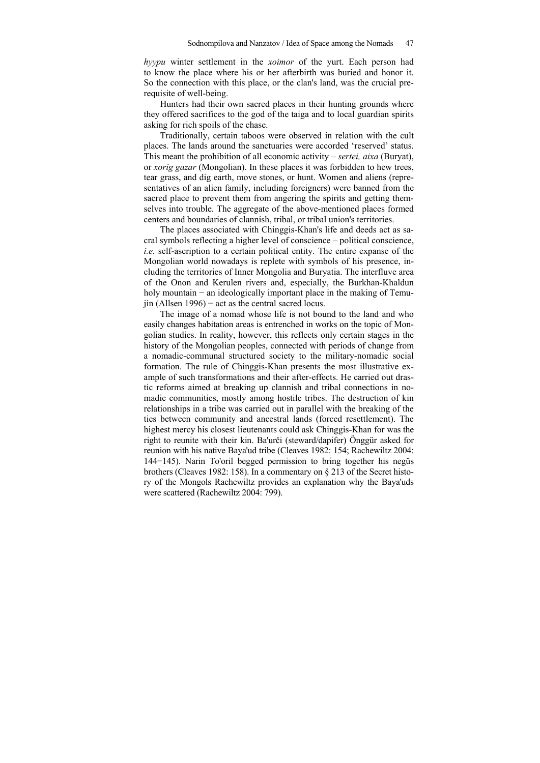*hyypu* winter settlement in the *xoimor* of the yurt. Each person had to know the place where his or her afterbirth was buried and honor it. So the connection with this place, or the clan's land, was the crucial prerequisite of well-being.

Hunters had their own sacred places in their hunting grounds where they offered sacrifices to the god of the taiga and to local guardian spirits asking for rich spoils of the chase.

Traditionally, certain taboos were observed in relation with the cult places. The lands around the sanctuaries were accorded 'reserved' status. This meant the prohibition of all economic activity – *sertei, aixa* (Buryat), or *xorig gazar* (Mongolian). In these places it was forbidden to hew trees, tear grass, and dig earth, move stones, or hunt. Women and aliens (representatives of an alien family, including foreigners) were banned from the sacred place to prevent them from angering the spirits and getting themselves into trouble. The aggregate of the above-mentioned places formed centers and boundaries of clannish, tribal, or tribal union's territories.

The places associated with Chinggis-Khan's life and deeds act as sacral symbols reflecting a higher level of conscience – political conscience, *i.e.* self-ascription to a certain political entity. The entire expanse of the Mongolian world nowadays is replete with symbols of his presence, including the territories of Inner Mongolia and Buryatia. The interfluve area of the Onon and Kerulen rivers and, especially, the Burkhan-Khaldun holy mountain − an ideologically important place in the making of Temujin (Allsen 1996) − act as the central sacred locus.

The image of a nomad whose life is not bound to the land and who easily changes habitation areas is entrenched in works on the topic of Mongolian studies. In reality, however, this reflects only certain stages in the history of the Mongolian peoples, connected with periods of change from a nomadic-communal structured society to the military-nomadic social formation. The rule of Chinggis-Khan presents the most illustrative example of such transformations and their after-effects. He carried out drastic reforms aimed at breaking up clannish and tribal connections in nomadic communities, mostly among hostile tribes. The destruction of kin relationships in a tribe was carried out in parallel with the breaking of the ties between community and ancestral lands (forced resettlement). The highest mercy his closest lieutenants could ask Chinggis-Khan for was the right to reunite with their kin. Ba'urči (steward/dapifer) Önggür asked for reunion with his native Baya'ud tribe (Cleaves 1982: 154; Rachewiltz 2004: 144−145). Narin To'oril begged permission to bring together his negüs brothers (Cleaves 1982: 158). In a commentary on § 213 of the Secret history of the Mongols Rachewiltz provides an explanation why the Baya'uds were scattered (Rachewiltz 2004: 799).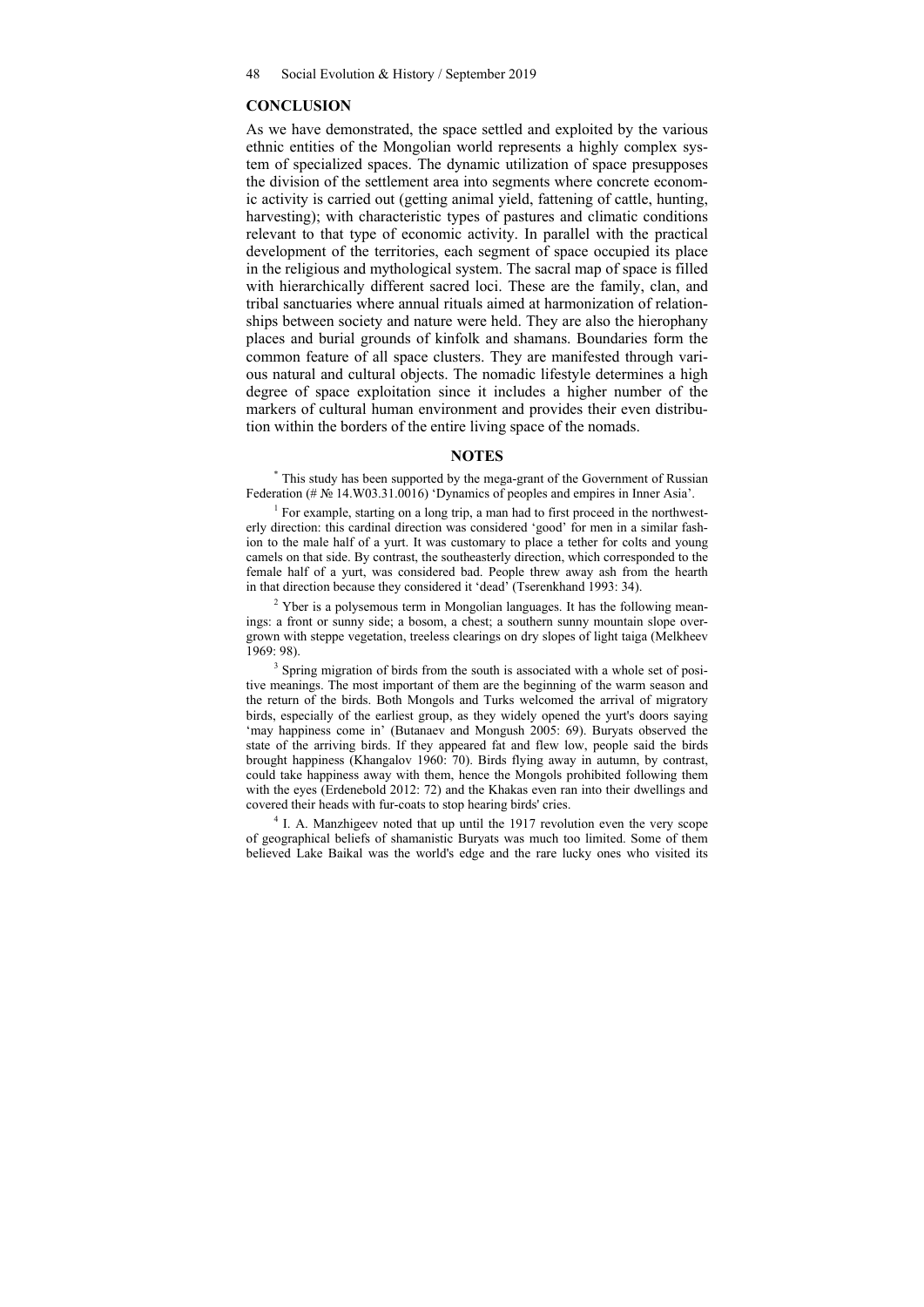## CONCLUSION

As we have demonstrated, the space settled and exploited by the various ethnic entities of the Mongolian world represents a highly complex system of specialized spaces. The dynamic utilization of space presupposes the division of the settlement area into segments where concrete economic activity is carried out (getting animal yield, fattening of cattle, hunting, harvesting); with characteristic types of pastures and climatic conditions relevant to that type of economic activity. In parallel with the practical development of the territories, each segment of space occupied its place in the religious and mythological system. The sacral map of space is filled with hierarchically different sacred loci. These are the family, clan, and tribal sanctuaries where annual rituals aimed at harmonization of relationships between society and nature were held. They are also the hierophany places and burial grounds of kinfolk and shamans. Boundaries form the common feature of all space clusters. They are manifested through various natural and cultural objects. The nomadic lifestyle determines a high degree of space exploitation since it includes a higher number of the markers of cultural human environment and provides their even distribution within the borders of the entire living space of the nomads.

## NOTES

[*] This study has been supported by the mega-grant of the Government of Russian Federation (# № 14.W03.31.0016) 'Dynamics of peoples and empires in Inner Asia'.

[1] For example, starting on a long trip, a man had to first proceed in the northwesterly direction: this cardinal direction was considered 'good' for men in a similar fashion to the male half of a yurt. It was customary to place a tether for colts and young camels on that side. By contrast, the southeasterly direction, which corresponded to the female half of a yurt, was considered bad. People threw away ash from the hearth in that direction because they considered it 'dead' (Tserenkhand 1993: 34).

[2] Yber is a polysemous term in Mongolian languages. It has the following meanings: a front or sunny side; a bosom, a chest; a southern sunny mountain slope overgrown with steppe vegetation, treeless clearings on dry slopes of light taiga (Melkheev 1969: 98).

[3] Spring migration of birds from the south is associated with a whole set of positive meanings. The most important of them are the beginning of the warm season and the return of the birds. Both Mongols and Turks welcomed the arrival of migratory birds, especially of the earliest group, as they widely opened the yurt's doors saying 'may happiness come in' (Butanaev and Mongush 2005: 69). Buryats observed the state of the arriving birds. If they appeared fat and flew low, people said the birds brought happiness (Khangalov 1960: 70). Birds flying away in autumn, by contrast, could take happiness away with them, hence the Mongols prohibited following them with the eyes (Erdenebold 2012: 72) and the Khakas even ran into their dwellings and covered their heads with fur-coats to stop hearing birds' cries.

[4] I. A. Manzhigeev noted that up until the 1917 revolution even the very scope of geographical beliefs of shamanistic Buryats was much too limited. Some of them believed Lake Baikal was the world's edge and the rare lucky ones who visited its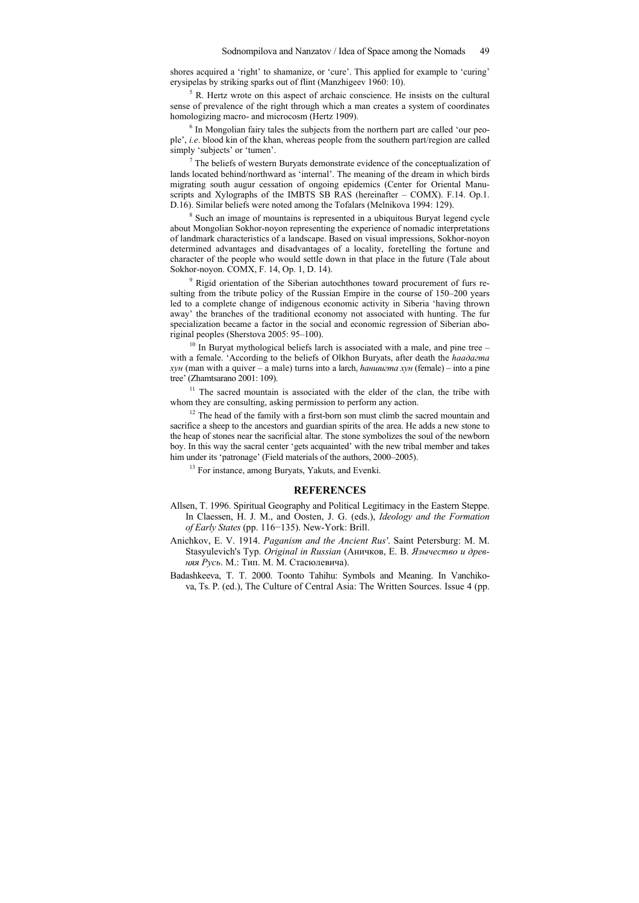shores acquired a 'right' to shamanize, or 'cure'. This applied for example to 'curing' erysipelas by striking sparks out of flint (Manzhigeev 1960: 10).

[5] R. Hertz wrote on this aspect of archaic conscience. He insists on the cultural sense of prevalence of the right through which a man creates a system of coordinates homologizing macro- and microcosm (Hertz 1909).

[6] In Mongolian fairy tales the subjects from the northern part are called 'our people', *i.e*. blood kin of the khan, whereas people from the southern part/region are called simply 'subjects' or 'tumen'.

[7] The beliefs of western Buryats demonstrate evidence of the conceptualization of lands located behind/northward as 'internal'. The meaning of the dream in which birds migrating south augur cessation of ongoing epidemics (Center for Oriental Manuscripts and Xylographs of the IMBTS SB RAS (hereinafter – COMX). F.14. Op.1. D.16). Similar beliefs were noted among the Tofalars (Melnikova 1994: 129).

[8] Such an image of mountains is represented in a ubiquitous Buryat legend cycle about Mongolian Sokhor-noyon representing the experience of nomadic interpretations of landmark characteristics of a landscape. Based on visual impressions, Sokhor-noyon determined advantages and disadvantages of a locality, foretelling the fortune and character of the people who would settle down in that place in the future (Tale about Sokhor-noyon. COMX, F. 14, Op. 1, D. 14).

[9] Rigid orientation of the Siberian autochthones toward procurement of furs resulting from the tribute policy of the Russian Empire in the course of 150–200 years led to a complete change of indigenous economic activity in Siberia 'having thrown away' the branches of the traditional economy not associated with hunting. The fur specialization became a factor in the social and economic regression of Siberian aboriginal peoples (Sherstova 2005: 95–100).

[10] In Buryat mythological beliefs larch is associated with a male, and pine tree – with a female. 'According to the beliefs of Olkhon Buryats, after death the *һаадагта хун* (man with a quiver – a male) turns into a larch, *һанигта хун* (female) – into a pine tree' (Zhamtsarano 2001: 109).

[11] The sacred mountain is associated with the elder of the clan, the tribe with whom they are consulting, asking permission to perform any action.

[12] The head of the family with a first-born son must climb the sacred mountain and sacrifice a sheep to the ancestors and guardian spirits of the area. He adds a new stone to the heap of stones near the sacrificial altar. The stone symbolizes the soul of the newborn boy. In this way the sacral center 'gets acquainted' with the new tribal member and takes him under its 'patronage' (Field materials of the authors, 2000–2005).

[13] For instance, among Buryats, Yakuts, and Evenki.

## REFERENCES

Allsen, T. 1996. Spiritual Geography and Political Legitimacy in the Eastern Steppe. In Claessen, H. J. M., and Oosten, J. G. (eds.), *Ideology and the Formation of Early States* (pp. 116−135). New-York: Brill.

Anichkov, E. V. 1914. *Paganism and the Ancient Rus'*. Saint Petersburg: M. M. Stasyulevich's Typ. *Original in Russian* (Аничков, Е. В. *Язычество и древняя Русь*. М.: Тип. М. М. Стасюлевича).

Badashkeeva, T. T. 2000. Toonto Tahihu: Symbols and Meaning. In Vanchikova, Ts. P. (ed.), The Culture of Central Asia: The Written Sources. Issue 4 (pp.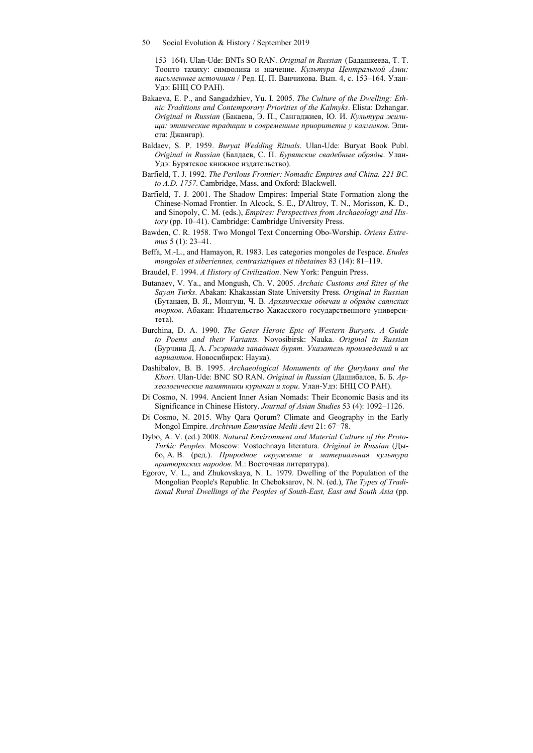153−164). Ulan-Ude: BNTs SO RAN. *Original in Russian* (Бадашкеева, Т. Т. Тоонто тахиху: символика и значение. *Культура Центральной Азии: письменные источники* / Ред. Ц. П. Ванчикова. Вып. 4, с. 153–164. Улан-Удэ: БНЦ СО РАН).

Bakaeva, E. P., and Sangadzhiev, Yu. I. 2005. *The Culture of the Dwelling: Ethnic Traditions and Contemporary Priorities of the Kalmyks*. Elista: Dzhangar. *Original in Russian* (Бакаева, Э. П., Сангаджиев, Ю. И. *Культура жилища: этнические традиции и современные приоритеты у калмыков*. Элиста: Джангар).

Baldaev, S. P. 1959. *Buryat Wedding Rituals*. Ulan-Ude: Buryat Book Publ. *Original in Russian* (Балдаев, С. П. *Бурятские свадебные обряды*. Улан-Удэ: Бурятское книжное издательство).

Barfield, T. J. 1992. *The Perilous Frontier: Nomadic Empires and China. 221 BC. to A.D. 1757*. Cambridge, Mass, and Oxford: Blackwell.

Barfield, T. J. 2001. The Shadow Empires: Imperial State Formation along the Chinese-Nomad Frontier. In Alcock, S. E., D'Altroy, T. N., Morisson, K. D., and Sinopoly, C. M. (eds.), *Empires: Perspectives from Archaeology and History* (pp. 10–41). Cambridge: Cambridge University Press.

Bawden, C. R. 1958. Two Mongol Text Concerning Obo-Worship. *Oriens Extremus* 5 (1): 23–41.

Beffa, M.-L., and Hamayon, R. 1983. Les categories mongoles de l'espace. *Etudes mongoles et siberiennes, centrasiatiques et tibetaines* 83 (14): 81–119.

Braudel, F. 1994. *A History of Civilization*. New York: Penguin Press.

Butanaev, V. Ya., and Mongush, Ch. V. 2005. *Archaic Customs and Rites of the Sayan Turks*. Abakan: Khakassian State University Press. *Original in Russian* (Бутанаев, В. Я., Монгуш, Ч. В. *Архаические обычаи и обряды саянских тюрков*. Абакан: Издательство Хакасского государственного университета).

Burchina, D. A. 1990. *The Geser Heroic Epic of Western Buryats. A Guide to Poems and their Variants.* Novosibirsk: Nauka. *Original in Russian* (Бурчина Д. А. *Гэсэриада западных бурят. Указатель произведений и их вариантов*. Новосибирск: Наука).

Dashibalov, B. B. 1995. *Archaeological Monuments of the Qurykans and the Khori.* Ulan-Ude: BNC SO RAN. *Original in Russian* (Дашибалов, Б. Б. *Археологические памятники курыкан и хори*. Улан-Удэ: БНЦ СО РАН).

Di Cosmo, N. 1994. Ancient Inner Asian Nomads: Their Economic Basis and its Significance in Chinese History. *Journal of Asian Studies* 53 (4): 1092–1126.

Di Cosmo, N. 2015. Why Qara Qorum? Climate and Geography in the Early Mongol Empire. *Archivum Eaurasiae Medii Aevi* 21: 67−78.

Dybo, A. V. (ed.) 2008. *Natural Environment and Material Culture of the Proto-Turkic Peoples.* Moscow: Vostochnaya literatura. *Original in Russian* (Дыбо, А. В. (ред.). *Природное окружение и материальная культура пратюркских народов*. М.: Восточная литература).

Egorov, V. L., and Zhukovskaya, N. L. 1979. Dwelling of the Population of the Mongolian People's Republic. In Cheboksarov, N. N. (ed.), *The Types of Traditional Rural Dwellings of the Peoples of South-East, East and South Asia* (pp.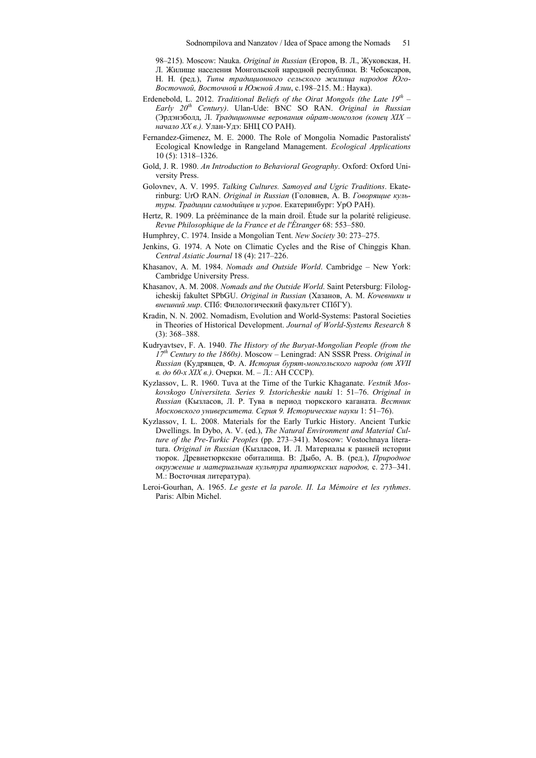98–215). Moscow: Nauka. *Original in Russian* (Егоров, В. Л., Жуковская, Н. Л. Жилище населения Монгольской народной республики. В: Чебоксаров, Н. Н. (ред.), *Типы традиционного сельского жилища народов Юго-Восточной, Восточной и Южной Азии*, с.198–215. М.: Наука).

Erdenebold, L. 2012. *Traditional Beliefs of the Oirat Mongols (the Late 19th – Early 20th Century)*. Ulan-Ude: BNC SO RAN. *Original in Russian* (Эрдэнэболд, Л. *Традиционные верования ойрат-монголов (конец XIX – начало XX в.).* Улан-Удэ: БНЦ СО РАН).

Fernandez-Gimenez, M. E. 2000. The Role of Mongolia Nomadic Pastoralists' Ecological Knowledge in Rangeland Management. *Ecological Applications* 10 (5): 1318–1326.

Gold, J. R. 1980. *An Introduction to Behavioral Geography*. Oxford: Oxford University Press.

Golovnev, A. V. 1995. *Talking Cultures. Samoyed and Ugric Traditions*. Ekaterinburg: UrO RAN. *Original in Russian* (Головнев, А. В. *Говорящие культуры. Традиции самодийцев и угров*. Екатеринбург: УрО РАН).

Hertz, R. 1909. La prééminance de la main droil. Étude sur la polarité religieuse. *Revue Philosophique de la France et de l'Étranger* 68: 553–580.

Humphrey, C. 1974. Inside a Mongolian Tent. *New Society* 30: 273–275.

Jenkins, G. 1974. A Note on Climatic Cycles and the Rise of Chinggis Khan. *Central Asiatic Journal* 18 (4): 217–226.

Khasanov, A. M. 1984. *Nomads and Outside World*. Cambridge – New York: Cambridge University Press.

Khasanov, A. M. 2008. *Nomads and the Outside World*. Saint Petersburg: Filologicheskij fakultet SPbGU. *Original in Russian* (Хазанов, А. М. *Кочевники и внешний мир*. СПб: Филологический факультет СПбГУ).

Kradin, N. N. 2002. Nomadism, Evolution and World-Systems: Pastoral Societies in Theories of Historical Development. *Journal of World-Systems Research* 8 (3): 368–388.

Kudryavtsev, F. A. 1940. *The History of the Buryat-Mongolian People (from the 17th Century to the 1860s)*. Moscow – Leningrad: AN SSSR Press. *Original in Russian* (Кудрявцев, Ф. А. *История бурят-монгольского народа (от XVII в. до 60-х XIX в.)*. Очерки. М. – Л.: АН СССР).

Kyzlassov, L. R. 1960. Tuva at the Time of the Turkic Khaganate. *Vestnik Moskovskogo Universiteta. Series 9. Istoricheskie nauki* 1: 51–76. *Original in Russian* (Кызласов, Л. Р. Тува в период тюркского каганата. *Вестник Московского университета. Серия 9. Исторические науки* 1: 51–76).

Kyzlassov, I. L. 2008. Materials for the Early Turkic History. Ancient Turkic Dwellings. In Dybo, A. V. (ed.), *The Natural Environment and Material Culture of the Pre-Turkic Peoples* (pp. 273–341). Moscow: Vostochnaya literatura. *Original in Russian* (Кызласов, И. Л. Материалы к ранней истории тюрок. Древнетюркские обиталища. В: Дыбо, А. В. (ред.), *Природное окружение и материальная культура пратюркских народов,* с. 273–341. М.: Восточная литература).

Leroi-Gourhan, A. 1965. *Le geste et la parole. II. La Mémoire et les rythmes*. Paris: Albin Michel.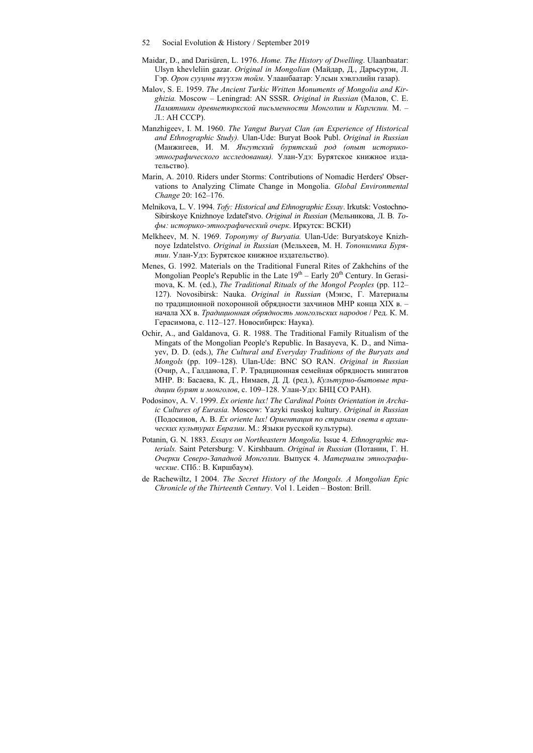Maidar, D., and Darisüren, L. 1976. *Home. The History of Dwelling*. Ulaanbaatar: Ulsyn khevleliin gazar. *Original in Mongolian* (Майдар, Д., Дарьсурэн, Л. Гэр. *Орон сууцны түүхэн тойм*. Улаанбаатар: Улсын хэвлэлийн газар).

Malov, S. E. 1959. *The Ancient Turkic Written Monuments of Mongolia and Kirghizia.* Moscow – Leningrad: AN SSSR. *Original in Russian* (Малов, С. Е. *Памятники древнетюркской письменности Монголии и Киргизии.* М. – Л.: АН СССР).

Manzhigeev, I. M. 1960. *The Yangut Buryat Clan (an Experience of Historical and Ethnographic Study).* Ulan-Ude: Buryat Book Publ. *Original in Russian* (Манжигеев, И. М. *Янгутский бурятский род (опыт историко-этнографического исследования).* Улан-Удэ: Бурятское книжное издательство).

Marin, A. 2010. Riders under Storms: Contributions of Nomadic Herders' Observations to Analyzing Climate Change in Mongolia. *Global Environmental Change* 20: 162–176.

Melnikova, L. V. 1994. *Tofy: Historical and Ethnographic Essay*. Irkutsk: Vostochno-Sibirskoye Knizhnoye Izdatel'stvo. *Original in Russian* (Мельникова, Л. В. *Тофы: историко-этнографический очерк*. Иркутск: ВСКИ)

Melkheev, M. N. 1969. *Toponymy of Buryatia.* Ulan-Ude: Buryatskoye Knizhnoye Izdatelstvo. *Original in Russian* (Мельхеев, М. Н. *Топонимика Бурятии*. Улан-Удэ: Бурятское книжное издательство).

Menes, G. 1992. Materials on the Traditional Funeral Rites of Zakhchins of the Mongolian People's Republic in the Late 19th – Early 20th Century. In Gerasimova, K. M. (ed.), *The Traditional Rituals of the Mongol Peoples* (pp. 112–127). Novosibirsk: Nauka. *Original in Russian* (Мэнэс, Г. Материалы по традиционной похоронной обрядности захчинов МНР конца XIX в. – начала XX в. *Традиционная обрядность монгольских народов* / Ред. К. М. Герасимова, с. 112–127. Новосибирск: Наука).

Ochir, A., and Galdanova, G. R. 1988. The Traditional Family Ritualism of the Mingats of the Mongolian People's Republic. In Basayeva, K. D., and Nimayev, D. D. (eds.), *The Cultural and Everyday Traditions of the Buryats and Mongols* (pp. 109–128). Ulan-Ude: BNC SO RAN. *Original in Russian* (Очир, А., Галданова, Г. Р. Традиционная семейная обрядность мингатов МНР. В: Басаева, К. Д., Нимаев, Д. Д. (ред.), *Культурно-бытовые традиции бурят и монголов*, с. 109–128. Улан-Удэ: БНЦ СО РАН).

Podosinov, A. V. 1999. *Ex oriente lux! The Cardinal Points Orientation in Archaic Cultures of Eurasia.* Moscow: Yazyki russkoj kultury. *Original in Russian* (Подосинов, А. В. *Ex oriente lux! Ориентация по странам света в архаических культурах Евразии*. М.: Языки русской культуры).

Potanin, G. N. 1883. *Essays on Northeastern Mongolia*. Issue 4. *Ethnographic materials.* Saint Petersburg: V. Kirshbaum. *Original in Russian* (Потанин, Г. Н. *Очерки Северо-Западной Монголии.* Выпуск 4. *Материалы этнографические*. СПб.: В. Киршбаум).

de Rachewiltz, I 2004. *The Secret History of the Mongols. A Mongolian Epic Chronicle of the Thirteenth Century*. Vol 1. Leiden – Boston: Brill.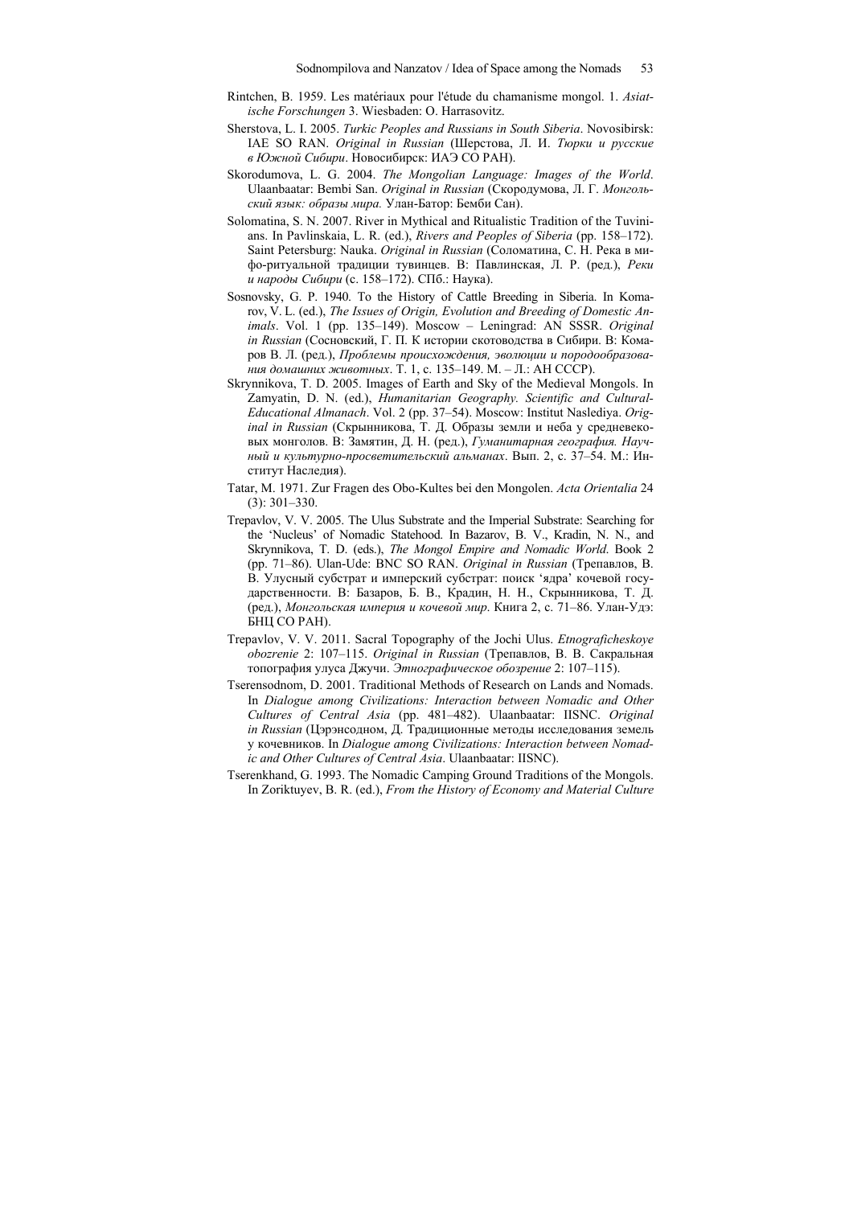Rintchen, B. 1959. Les matériaux pour l'étude du chamanisme mongol. 1. *Asiatische Forschungen* 3. Wiesbaden: O. Harrasovitz.

Sherstova, L. I. 2005. *Turkic Peoples and Russians in South Siberia*. Novosibirsk: IAE SO RAN. *Original in Russian* (Шерстова, Л. И. *Тюрки и русские в Южной Сибири*. Новосибирск: ИАЭ СО РАН).

Skorodumova, L. G. 2004. *The Mongolian Language: Images of the World*. Ulaanbaatar: Bembi San. *Original in Russian* (Скородумова, Л. Г. *Монгольский язык: образы мира.* Улан-Батор: Бемби Сан).

Solomatina, S. N. 2007. River in Mythical and Ritualistic Tradition of the Tuvinians. In Pavlinskaia, L. R. (ed.), *Rivers and Peoples of Siberia* (pp. 158–172). Saint Petersburg: Nauka. *Original in Russian* (Соломатина, С. Н. Река в мифо-ритуальной традиции тувинцев. В: Павлинская, Л. Р. (ред.), *Реки и народы Сибири* (с. 158–172). СПб.: Наука).

Sosnovsky, G. P. 1940. To the History of Cattle Breeding in Siberia. In Komarov, V. L. (ed.), *The Issues of Origin, Evolution and Breeding of Domestic Animals*. Vol. 1 (pp. 135–149). Moscow – Leningrad: AN SSSR. *Original in Russian* (Сосновский, Г. П. К истории скотоводства в Сибири. В: Комаров В. Л. (ред.), *Проблемы происхождения, эволюции и породообразования домашних животных*. Т. 1, с. 135–149. М. – Л.: АН СССР).

Skrynnikova, T. D. 2005. Images of Earth and Sky of the Medieval Mongols. In Zamyatin, D. N. (ed.), *Humanitarian Geography. Scientific and Cultural-Educational Almanach*. Vol. 2 (pp. 37–54). Moscow: Institut Naslediya. *Original in Russian* (Скрынникова, Т. Д. Образы земли и неба у средневековых монголов. В: Замятин, Д. Н. (ред.), *Гуманитарная география. Научный и культурно-просветительский альманах*. Вып. 2, с. 37–54. М.: Институт Наследия).

Tatar, M. 1971. Zur Fragen des Obo-Kultes bei den Mongolen. *Acta Orientalia* 24 (3): 301–330.

Trepavlov, V. V. 2005. The Ulus Substrate and the Imperial Substrate: Searching for the 'Nucleus' of Nomadic Statehood. In Bazarov, B. V., Kradin, N. N., and Skrynnikova, T. D. (eds.), *The Mongol Empire and Nomadic World*. Book 2 (pp. 71–86). Ulan-Ude: BNC SO RAN. *Original in Russian* (Трепавлов, В. В. Улусный субстрат и имперский субстрат: поиск 'ядра' кочевой государственности. В: Базаров, Б. В., Крадин, Н. Н., Скрынникова, Т. Д. (ред.), *Монгольская империя и кочевой мир*. Книга 2, с. 71–86. Улан-Удэ: БНЦ СО РАН).

Trepavlov, V. V. 2011. Sacral Topography of the Jochi Ulus. *Etnograficheskoye obozrenie* 2: 107–115. *Original in Russian* (Трепавлов, В. В. Сакральная топография улуса Джучи. *Этнографическое обозрение* 2: 107–115).

Tserensodnom, D. 2001. Traditional Methods of Research on Lands and Nomads. In *Dialogue among Civilizations: Interaction between Nomadic and Other Cultures of Central Asia* (pp. 481–482). Ulaanbaatar: IISNC. *Original in Russian* (Цэрэнсодном, Д. Традиционные методы исследования земель у кочевников. In *Dialogue among Civilizations: Interaction between Nomadic and Other Cultures of Central Asia*. Ulaanbaatar: IISNC).

Tserenkhand, G. 1993. The Nomadic Camping Ground Traditions of the Mongols. In Zoriktuyev, B. R. (ed.), *From the History of Economy and Material Culture*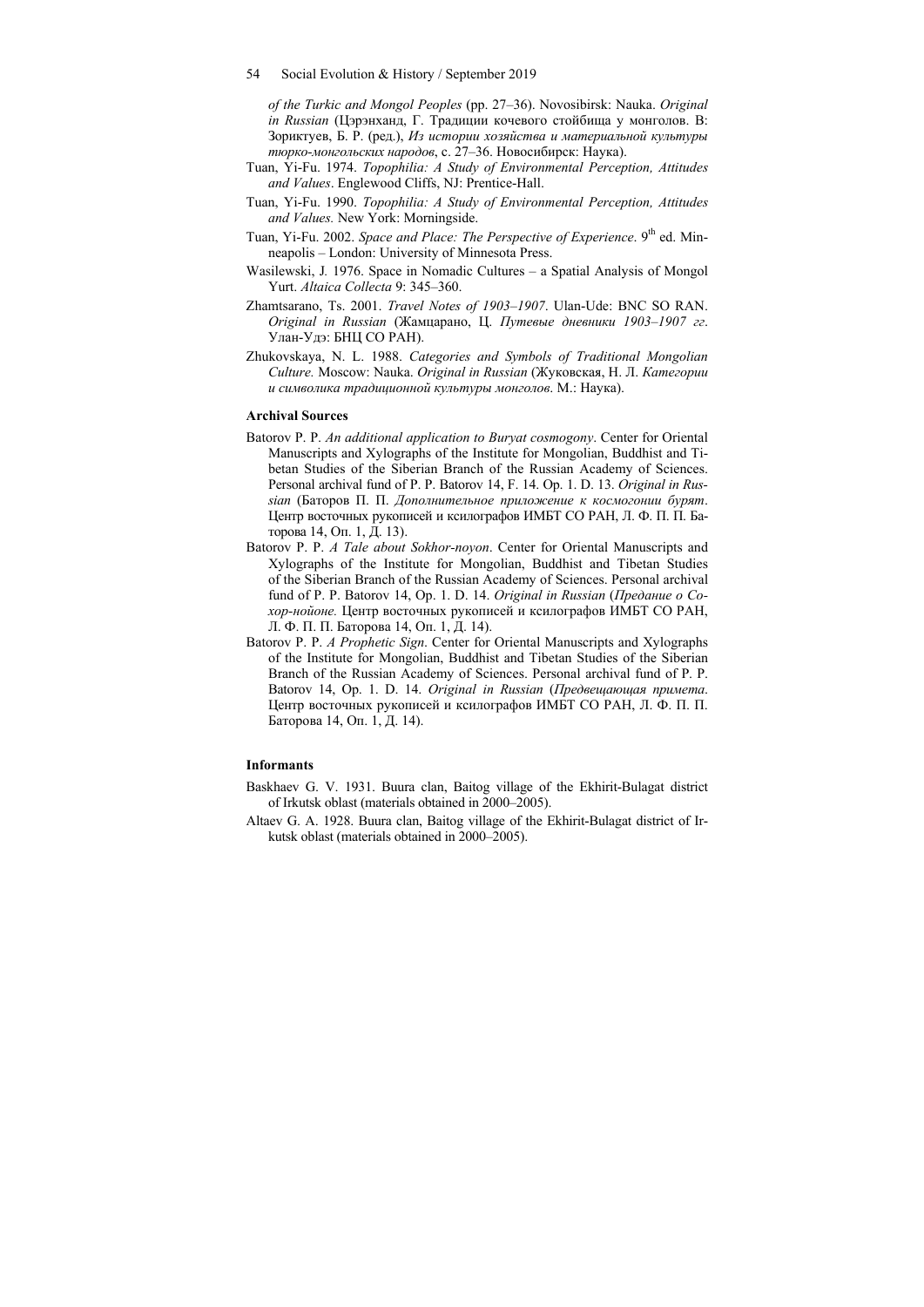*of the Turkic and Mongol Peoples* (pp. 27–36). Novosibirsk: Nauka. *Original in Russian* (Цэрэнханд, Г. Традиции кочевого стойбища у монголов. В: Зориктуев, Б. Р. (ред.), *Из истории хозяйства и материальной культуры тюрко-монгольских народов*, с. 27–36. Новосибирск: Наука).

Tuan, Yi-Fu. 1974. *Topophilia: A Study of Environmental Perception, Attitudes and Values*. Englewood Cliffs, NJ: Prentice-Hall.

Tuan, Yi-Fu. 1990. *Topophilia: A Study of Environmental Perception, Attitudes and Values.* New York: Morningside.

Tuan, Yi-Fu. 2002. *Space and Place: The Perspective of Experience*. 9th ed. Minneapolis – London: University of Minnesota Press.

Wasilewski, J. 1976. Space in Nomadic Cultures – a Spatial Analysis of Mongol Yurt. *Altaica Collecta* 9: 345–360.

Zhamtsarano, Ts. 2001. *Travel Notes of 1903–1907*. Ulan-Ude: BNC SO RAN. *Original in Russian* (Жамцарано, Ц. *Путевые дневники 1903–1907 гг*. Улан-Удэ: БНЦ СО РАН).

Zhukovskaya, N. L. 1988. *Categories and Symbols of Traditional Mongolian Culture.* Moscow: Nauka. *Original in Russian* (Жуковская, Н. Л. *Категории и символика традиционной культуры монголов*. М.: Наука).

#### Archival Sources

Batorov P. P. *An additional application to Buryat cosmogony*. Center for Oriental Manuscripts and Xylographs of the Institute for Mongolian, Buddhist and Tibetan Studies of the Siberian Branch of the Russian Academy of Sciences. Personal archival fund of P. P. Batorov 14, F. 14. Op. 1. D. 13. *Original in Russian* (Баторов П. П. *Дополнительное приложение к космогонии бурят*. Центр восточных рукописей и ксилографов ИМБТ СО РАН, Л. Ф. П. П. Баторова 14, Оп. 1, Д. 13).

Batorov P. P. *A Tale about Sokhor-noyon*. Center for Oriental Manuscripts and Xylographs of the Institute for Mongolian, Buddhist and Tibetan Studies of the Siberian Branch of the Russian Academy of Sciences. Personal archival fund of P. P. Batorov 14, Op. 1. D. 14. *Original in Russian* (*Предание о Сохор-нойоне.* Центр восточных рукописей и ксилографов ИМБТ СО РАН, Л. Ф. П. П. Баторова 14, Оп. 1, Д. 14).

Batorov P. P. *A Prophetic Sign*. Center for Oriental Manuscripts and Xylographs of the Institute for Mongolian, Buddhist and Tibetan Studies of the Siberian Branch of the Russian Academy of Sciences. Personal archival fund of P. P. Batorov 14, Op. 1. D. 14. *Original in Russian* (*Предвещающая примета*. Центр восточных рукописей и ксилографов ИМБТ СО РАН, Л. Ф. П. П. Баторова 14, Оп. 1, Д. 14).

#### Informants

Baskhaev G. V. 1931. Buura clan, Baitog village of the Ekhirit-Bulagat district of Irkutsk oblast (materials obtained in 2000–2005).

Altaev G. A. 1928. Buura clan, Baitog village of the Ekhirit-Bulagat district of Irkutsk oblast (materials obtained in 2000–2005).